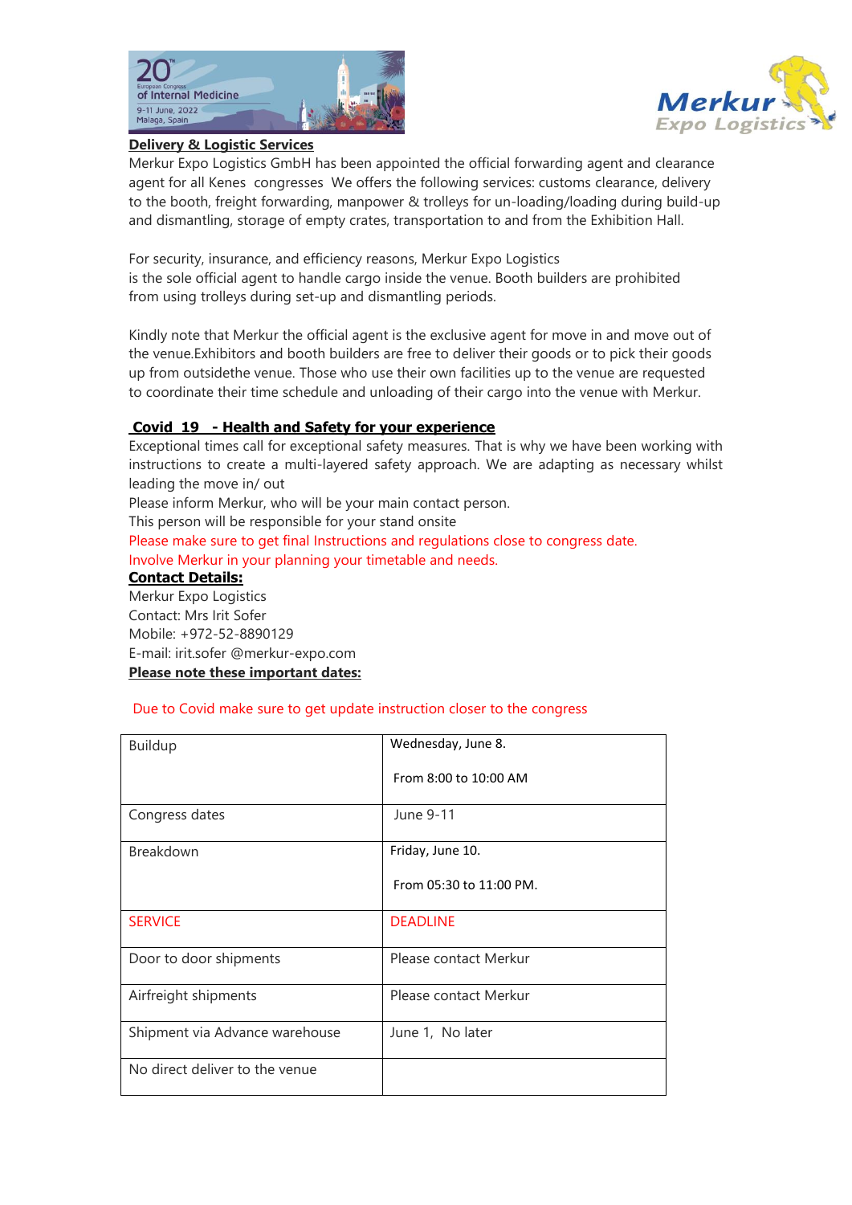## Delivery & Logistic Services

Merkur Expo Logistics GmbH has been appointed the official forwarding agent and clearance agent for all Kenes congresses We offers the following services: customs clearance, delivery to the booth, freight forwarding, manpower & trolleys for un-loading/loading during build-up and dismantling, storage of empty crates, transportation to and from the Exhibition Hall.

For security, insurance, and efficiency reasons, Merkur Expo Logistics is the sole official agent to handle cargo inside the venue. Booth builders are prohibited from using trolleys during set-up and dismantling periods.

Kindly note that Merkur the official agent is the exclusive agent for move in and move out of the venue.Exhibitors and booth builders are free to deliver their goods or to pick their goods up from outsidethe venue. Those who use their own facilities up to the venue are requested to coordinate their time schedule and unloading of their cargo into the venue with Merkur.

## Covid 19 - Health and Safety for your experience

Exceptional times call for exceptional safety measures. That is why we have been working with instructions to create a multi-layered safety approach. We are adapting as necessary whilst leading the move in/ out

Please inform Merkur, who will be your main contact person.

This person will be responsible for your stand onsite

Please make sure to get final Instructions and regulations close to congress date.

Involve Merkur in your planning your timetable and needs.

**Contact Details:**

Merkur Expo Logistics

Contact: Mrs Irit Sofer

Mobile: +972-52-8890129

E-mail: irit.sofer @merkur-expo.com

**Please note these important dates:**

Due to Covid make sure to get update instruction closer to the congress

| Buildup | Wednesday, June 8.<br>From 8:00 to 10:00 AM |
|---|---|
| Congress dates | June 9-11 |
| Breakdown | Friday, June 10.<br>From 05:30 to 11:00 PM. |
| SERVICE | DEADLINE |
| Door to door shipments | Please contact Merkur |
| Airfreight shipments | Please contact Merkur |
| Shipment via Advance warehouse | June 1, No later |
| No direct deliver to the venue | |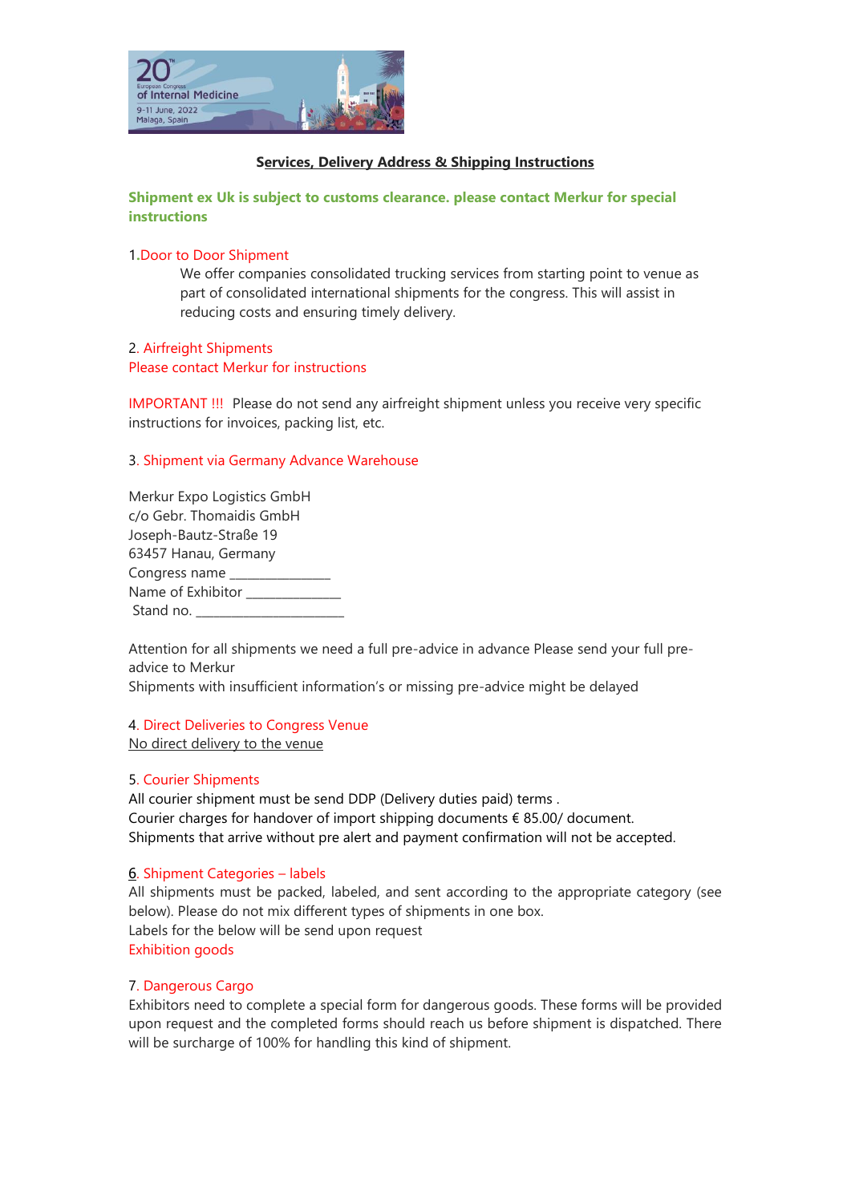## Services, Delivery Address & Shipping Instructions

**Shipment ex Uk is subject to customs clearance. please contact Merkur for special instructions**

1.Door to Door Shipment

We offer companies consolidated trucking services from starting point to venue as part of consolidated international shipments for the congress. This will assist in reducing costs and ensuring timely delivery.

2. Airfreight Shipments
Please contact Merkur for instructions

IMPORTANT !!! Please do not send any airfreight shipment unless you receive very specific instructions for invoices, packing list, etc.

3. Shipment via Germany Advance Warehouse

Merkur Expo Logistics GmbH
c/o Gebr. Thomaidis GmbH
Joseph-Bautz-Straße 19
63457 Hanau, Germany
Congress name _______________
Name of Exhibitor ______________
Stand no. _______________________

Attention for all shipments we need a full pre-advice in advance Please send your full pre-advice to Merkur
Shipments with insufficient information's or missing pre-advice might be delayed

4. Direct Deliveries to Congress Venue
No direct delivery to the venue

5. Courier Shipments
All courier shipment must be send DDP (Delivery duties paid) terms .
Courier charges for handover of import shipping documents € 85.00/ document.
Shipments that arrive without pre alert and payment confirmation will not be accepted.

6. Shipment Categories – labels
All shipments must be packed, labeled, and sent according to the appropriate category (see below). Please do not mix different types of shipments in one box.
Labels for the below will be send upon request
Exhibition goods

7. Dangerous Cargo
Exhibitors need to complete a special form for dangerous goods. These forms will be provided upon request and the completed forms should reach us before shipment is dispatched. There will be surcharge of 100% for handling this kind of shipment.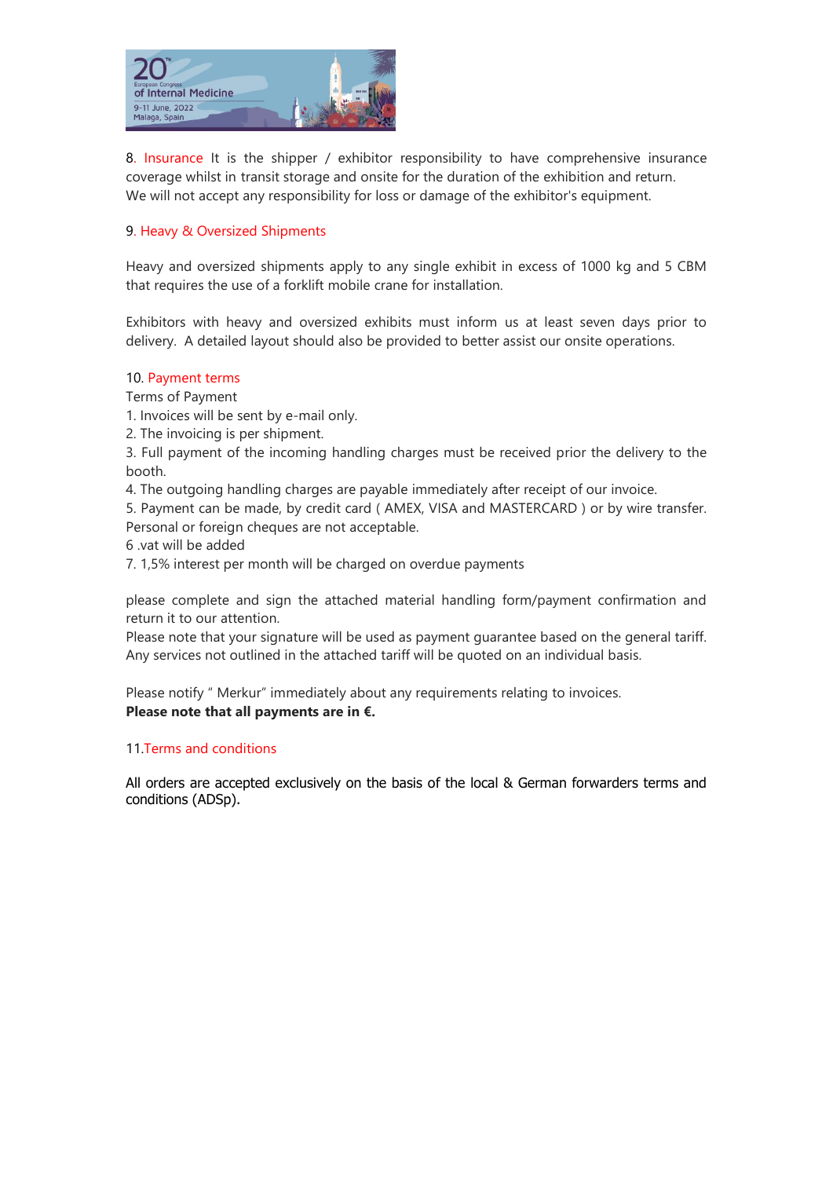8. Insurance It is the shipper / exhibitor responsibility to have comprehensive insurance coverage whilst in transit storage and onsite for the duration of the exhibition and return.
We will not accept any responsibility for loss or damage of the exhibitor's equipment.

9. Heavy & Oversized Shipments

Heavy and oversized shipments apply to any single exhibit in excess of 1000 kg and 5 CBM that requires the use of a forklift mobile crane for installation.

Exhibitors with heavy and oversized exhibits must inform us at least seven days prior to delivery. A detailed layout should also be provided to better assist our onsite operations.

10. Payment terms
Terms of Payment
1. Invoices will be sent by e-mail only.
2. The invoicing is per shipment.
3. Full payment of the incoming handling charges must be received prior the delivery to the booth.
4. The outgoing handling charges are payable immediately after receipt of our invoice.
5. Payment can be made, by credit card ( AMEX, VISA and MASTERCARD ) or by wire transfer. Personal or foreign cheques are not acceptable.
6 .vat will be added
7. 1,5% interest per month will be charged on overdue payments

please complete and sign the attached material handling form/payment confirmation and return it to our attention.
Please note that your signature will be used as payment guarantee based on the general tariff. Any services not outlined in the attached tariff will be quoted on an individual basis.

Please notify " Merkur" immediately about any requirements relating to invoices.
**Please note that all payments are in €.**

11.Terms and conditions

All orders are accepted exclusively on the basis of the local & German forwarders terms and conditions (ADSp).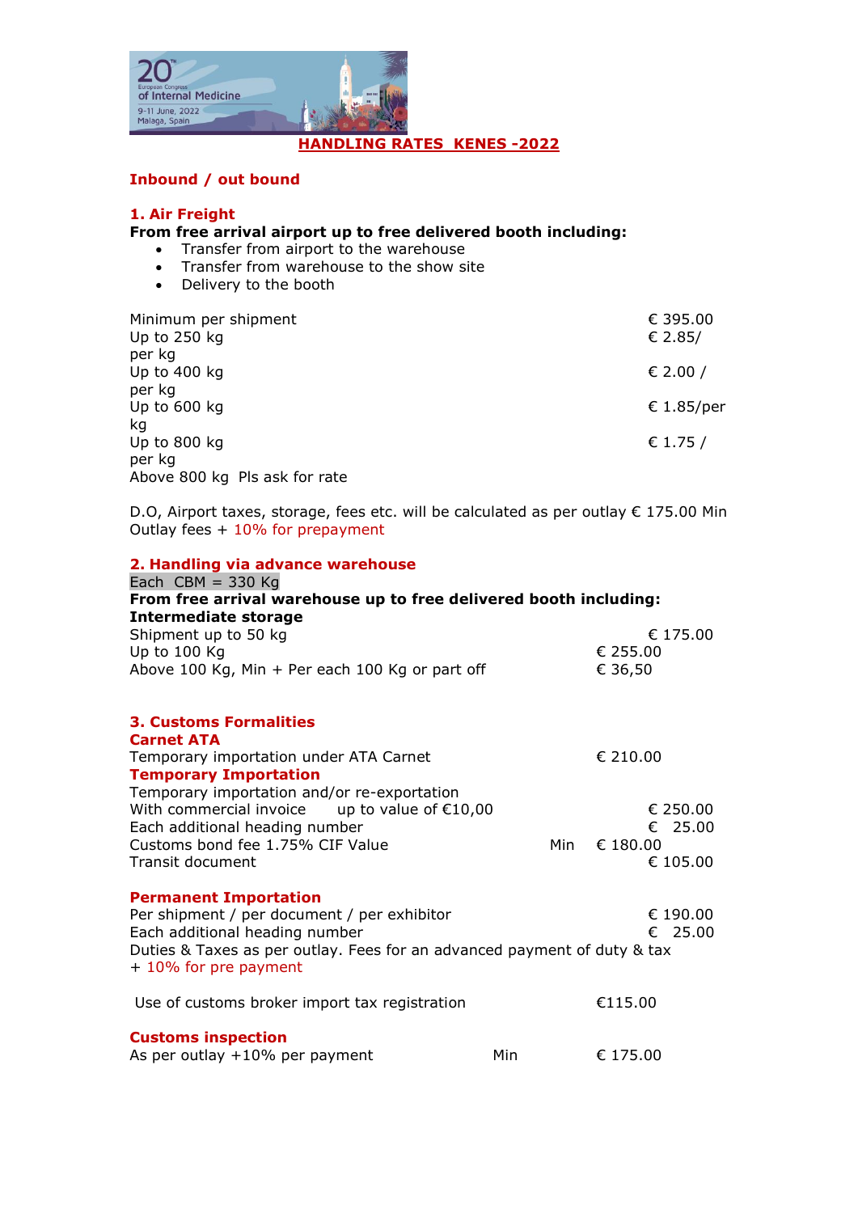# HANDLING RATES KENES -2022

## Inbound / out bound

### 1. Air Freight

**From free arrival airport up to free delivered booth including:**

- Transfer from airport to the warehouse
- Transfer from warehouse to the show site
- Delivery to the booth

| | |
|---|---|
| Minimum per shipment | € 395.00 |
| Up to 250 kg | € 2.85/ per kg |
| Up to 400 kg | € 2.00 / per kg |
| Up to 600 kg | € 1.85/per kg |
| Up to 800 kg | € 1.75 / per kg |
| Above 800 kg Pls ask for rate | |

D.O, Airport taxes, storage, fees etc. will be calculated as per outlay € 175.00 Min Outlay fees + 10% for prepayment

### 2. Handling via advance warehouse

Each CBM = 330 Kg

**From free arrival warehouse up to free delivered booth including:**
**Intermediate storage**

| | |
|---|---|
| Shipment up to 50 kg | € 175.00 |
| Up to 100 Kg | € 255.00 |
| Above 100 Kg, Min + Per each 100 Kg or part off | € 36,50 |

### 3. Customs Formalities

**Carnet ATA**

| | | |
|---|---|---|
| Temporary importation under ATA Carnet | | € 210.00 |

**Temporary Importation**

| | | |
|---|---|---|
| Temporary importation and/or re-exportation | | |
| With commercial invoice up to value of €10,00 | | € 250.00 |
| Each additional heading number | | € 25.00 |
| Customs bond fee 1.75% CIF Value | Min | € 180.00 |
| Transit document | | € 105.00 |

**Permanent Importation**

| | |
|---|---|
| Per shipment / per document / per exhibitor | € 190.00 |
| Each additional heading number | € 25.00 |

Duties & Taxes as per outlay. Fees for an advanced payment of duty & tax + 10% for pre payment

| | |
|---|---|
| Use of customs broker import tax registration | €115.00 |

**Customs inspection**

| | | |
|---|---|---|
| As per outlay +10% per payment | Min | € 175.00 |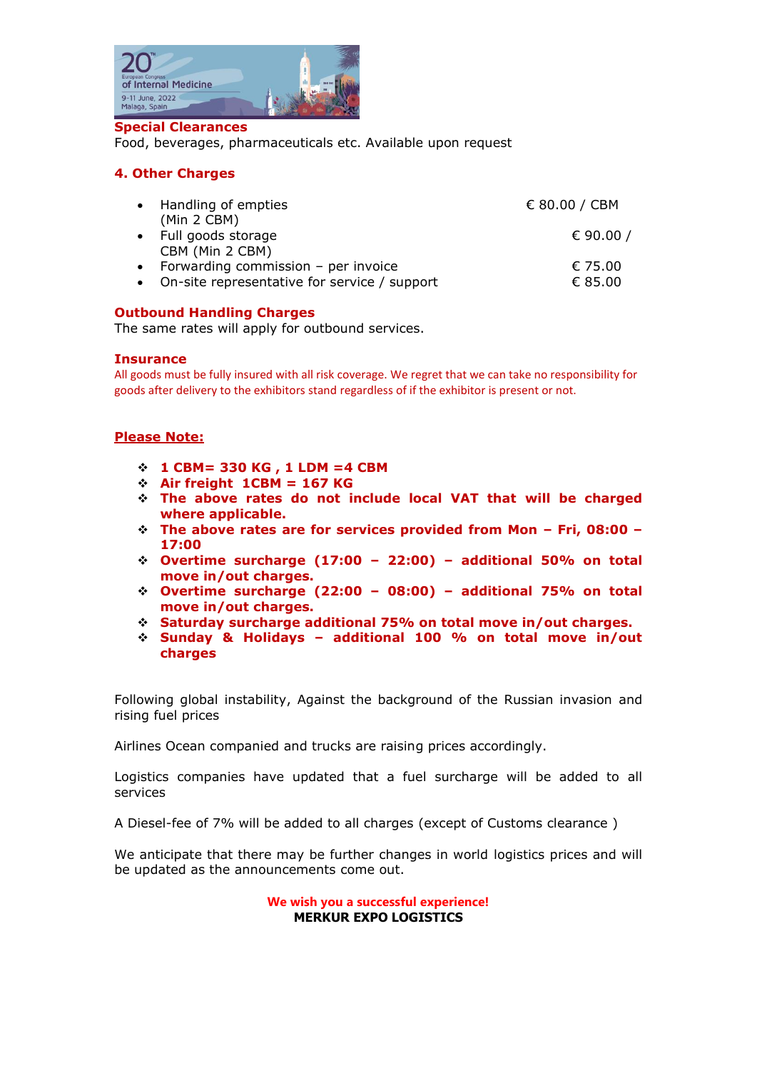**Special Clearances**

Food, beverages, pharmaceuticals etc. Available upon request

## 4. Other Charges

- Handling of empties (Min 2 CBM) — € 80.00 / CBM
- Full goods storage — € 90.00 / CBM (Min 2 CBM)
- Forwarding commission – per invoice — € 75.00
- On-site representative for service / support — € 85.00

**Outbound Handling Charges**

The same rates will apply for outbound services.

**Insurance**

All goods must be fully insured with all risk coverage. We regret that we can take no responsibility for goods after delivery to the exhibitors stand regardless of if the exhibitor is present or not.

**Please Note:**

- **1 CBM= 330 KG , 1 LDM =4 CBM**
- **Air freight 1CBM = 167 KG**
- **The above rates do not include local VAT that will be charged where applicable.**
- **The above rates are for services provided from Mon – Fri, 08:00 – 17:00**
- **Overtime surcharge (17:00 – 22:00) – additional 50% on total move in/out charges.**
- **Overtime surcharge (22:00 – 08:00) – additional 75% on total move in/out charges.**
- **Saturday surcharge additional 75% on total move in/out charges.**
- **Sunday & Holidays – additional 100 % on total move in/out charges**

Following global instability, Against the background of the Russian invasion and rising fuel prices

Airlines Ocean companied and trucks are raising prices accordingly.

Logistics companies have updated that a fuel surcharge will be added to all services

A Diesel-fee of 7% will be added to all charges (except of Customs clearance )

We anticipate that there may be further changes in world logistics prices and will be updated as the announcements come out.

**We wish you a successful experience!**
**MERKUR EXPO LOGISTICS**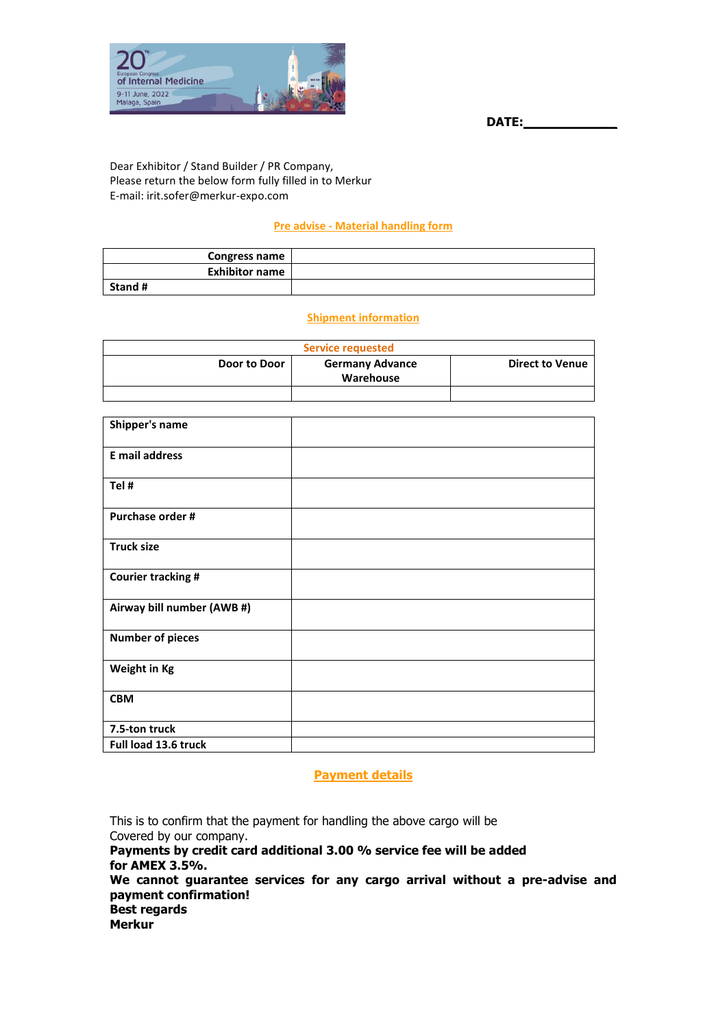20th European Congress of Internal Medicine
9-11 June, 2022
Malaga, Spain

**DATE:____________**

Dear Exhibitor / Stand Builder / PR Company,
Please return the below form fully filled in to Merkur
E-mail: irit.sofer@merkur-expo.com

## Pre advise - Material handling form

| | |
|---|---|
| **Congress name** | |
| **Exhibitor name** | |
| **Stand #** | |

## Shipment information

| Service requested | | |
|---|---|---|
| **Door to Door** | **Germany Advance Warehouse** | **Direct to Venue** |
| | | |

| | |
|---|---|
| **Shipper's name** | |
| **E mail address** | |
| **Tel #** | |
| **Purchase order #** | |
| **Truck size** | |
| **Courier tracking #** | |
| **Airway bill number (AWB #)** | |
| **Number of pieces** | |
| **Weight in Kg** | |
| **CBM** | |
| **7.5-ton truck** | |
| **Full load 13.6 truck** | |

## Payment details

This is to confirm that the payment for handling the above cargo will be
Covered by our company.
**Payments by credit card additional 3.00 % service fee will be added for AMEX 3.5%.**
**We cannot guarantee services for any cargo arrival without a pre-advise and payment confirmation!**
**Best regards**
**Merkur**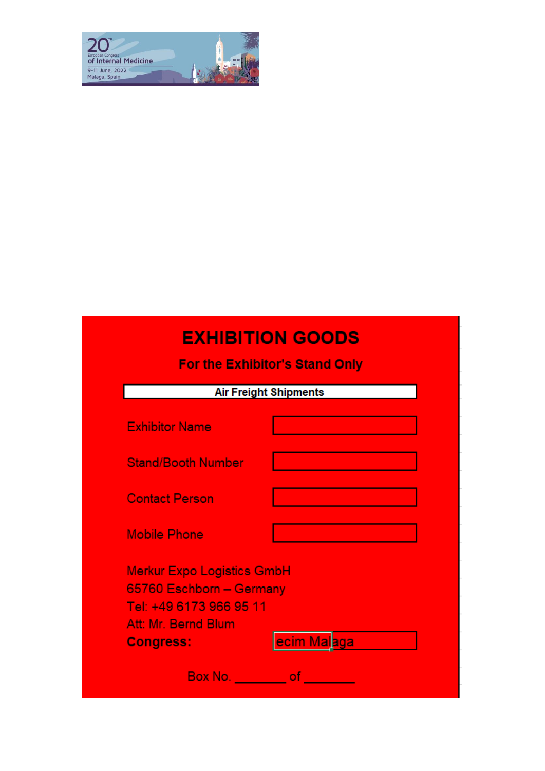# EXHIBITION GOODS

## For the Exhibitor's Stand Only

**Air Freight Shipments**

| | |
|---|---|
| Exhibitor Name | |
| Stand/Booth Number | |
| Contact Person | |
| Mobile Phone | |

Merkur Expo Logistics GmbH
65760 Eschborn – Germany
Tel: +49 6173 966 95 11
Att: Mr. Bernd Blum

**Congress:** ecim Malaga

Box No. ________ of ________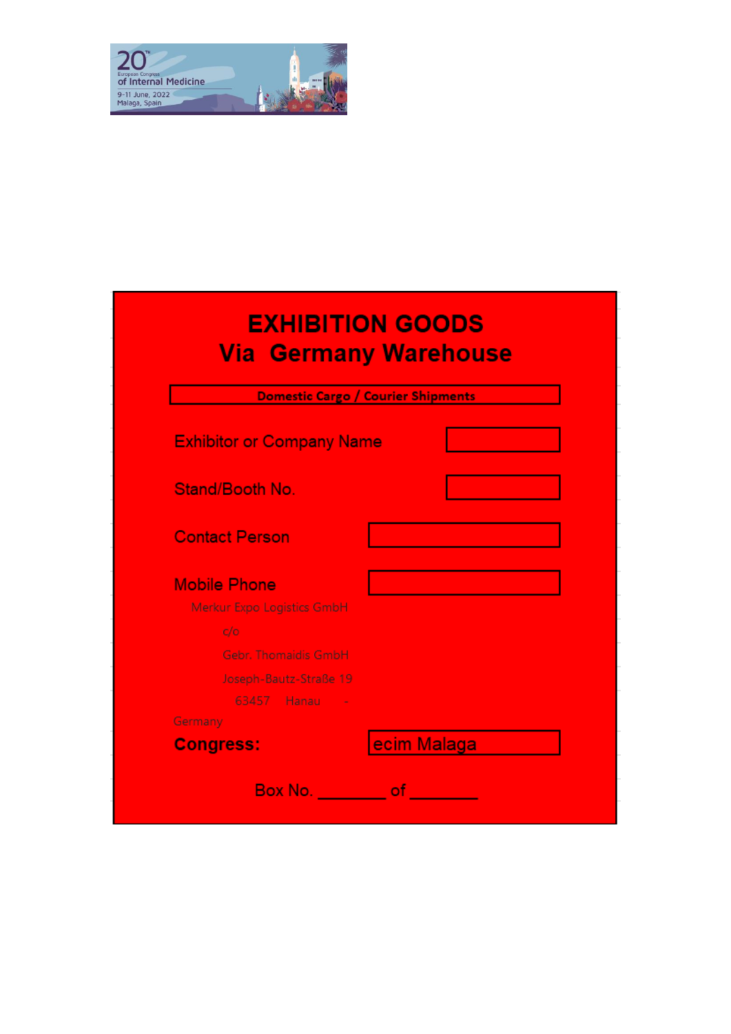20th European Congress of Internal Medicine
9-11 June, 2022
Malaga, Spain

# EXHIBITION GOODS
# Via Germany Warehouse

**Domestic Cargo / Courier Shipments**

Exhibitor or Company Name

Stand/Booth No.

Contact Person

Mobile Phone

Merkur Expo Logistics GmbH
c/o
Gebr. Thomaidis GmbH
Joseph-Bautz-Straße 19
63457 Hanau -
Germany

**Congress:** ecim Malaga

Box No. ________ of ________